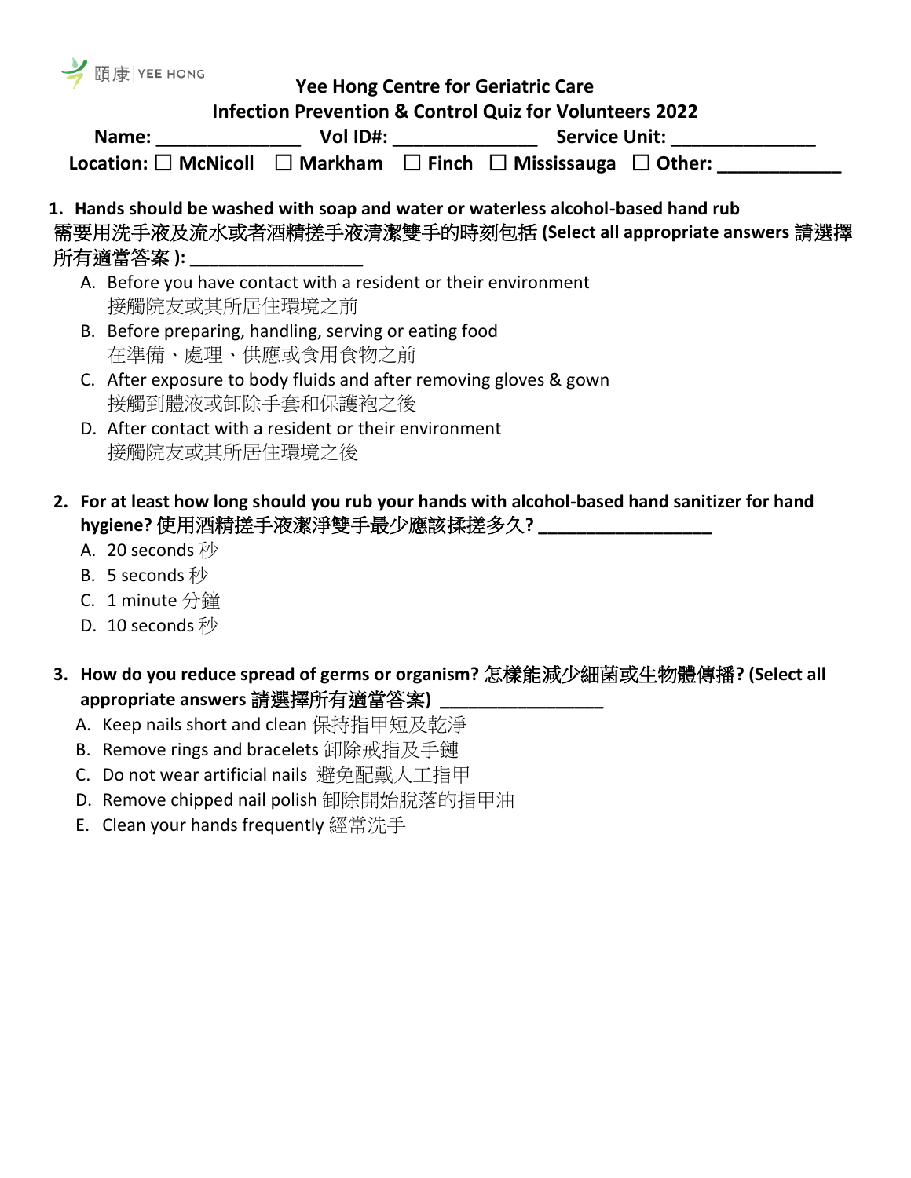頤康 | YEE HONG

# Yee Hong Centre for Geriatric Care

## Infection Prevention & Control Quiz for Volunteers 2022

**Name: ______________ Vol ID#: ______________ Service Unit: ______________**

**Location: ☐ McNicoll ☐ Markham ☐ Finch ☐ Mississauga ☐ Other: ____________**

1. **Hands should be washed with soap and water or waterless alcohol-based hand rub 需要用洗手液及流水或者酒精搓手液清潔雙手的時刻包括 (Select all appropriate answers 請選擇所有適當答案 ): ________________**
   - A. Before you have contact with a resident or their environment
     接觸院友或其所居住環境之前
   - B. Before preparing, handling, serving or eating food
     在準備、處理、供應或食用食物之前
   - C. After exposure to body fluids and after removing gloves & gown
     接觸到體液或卸除手套和保護袍之後
   - D. After contact with a resident or their environment
     接觸院友或其所居住環境之後

2. **For at least how long should you rub your hands with alcohol-based hand sanitizer for hand hygiene? 使用酒精搓手液潔淨雙手最少應該揉搓多久? ________________**
   - A. 20 seconds 秒
   - B. 5 seconds 秒
   - C. 1 minute 分鐘
   - D. 10 seconds 秒

3. **How do you reduce spread of germs or organism? 怎樣能減少細菌或生物體傳播? (Select all appropriate answers 請選擇所有適當答案) ________________**
   - A. Keep nails short and clean 保持指甲短及乾淨
   - B. Remove rings and bracelets 卸除戒指及手鏈
   - C. Do not wear artificial nails 避免配戴人工指甲
   - D. Remove chipped nail polish 卸除開始脫落的指甲油
   - E. Clean your hands frequently 經常洗手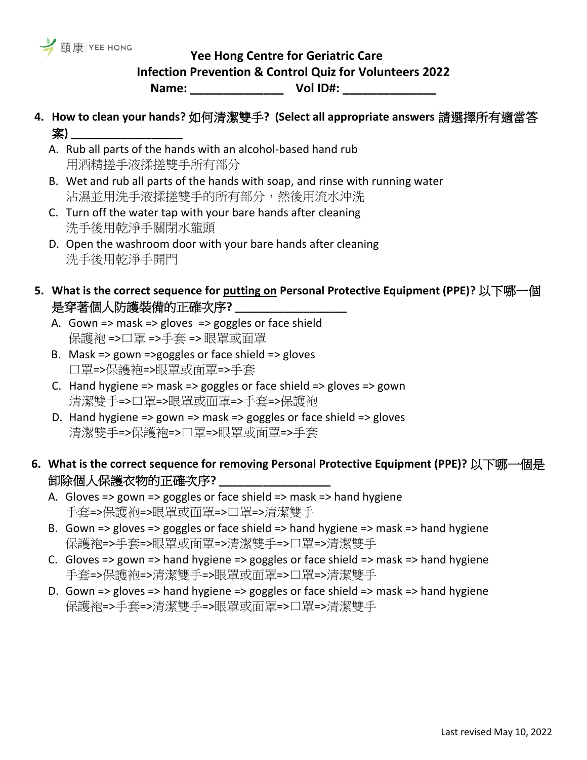**Yee Hong Centre for Geriatric Care**
**Infection Prevention & Control Quiz for Volunteers 2022**
**Name: ______________ Vol ID#: ______________**

4. **How to clean your hands? 如何清潔雙手? (Select all appropriate answers 請選擇所有適當答案) _________________**
   A. Rub all parts of the hands with an alcohol-based hand rub
      用酒精搓手液揉搓雙手所有部分
   B. Wet and rub all parts of the hands with soap, and rinse with running water
      沾濕並用洗手液揉搓雙手的所有部分，然後用流水沖洗
   C. Turn off the water tap with your bare hands after cleaning
      洗手後用乾淨手關閉水龍頭
   D. Open the washroom door with your bare hands after cleaning
      洗手後用乾淨手開門

5. **What is the correct sequence for putting on Personal Protective Equipment (PPE)? 以下哪一個是穿著個人防護裝備的正確次序? _________________**
   A. Gown => mask => gloves => goggles or face shield
      保護袍 =>口罩 =>手套 => 眼罩或面罩
   B. Mask => gown =>goggles or face shield => gloves
      口罩=>保護袍=>眼罩或面罩=>手套
   C. Hand hygiene => mask => goggles or face shield => gloves => gown
      清潔雙手=>口罩=>眼罩或面罩=>手套=>保護袍
   D. Hand hygiene => gown => mask => goggles or face shield => gloves
      清潔雙手=>保護袍=>口罩=>眼罩或面罩=>手套

6. **What is the correct sequence for removing Personal Protective Equipment (PPE)? 以下哪一個是卸除個人保護衣物的正確次序? _________________**
   A. Gloves => gown => goggles or face shield => mask => hand hygiene
      手套=>保護袍=>眼罩或面罩=>口罩=>清潔雙手
   B. Gown => gloves => goggles or face shield => hand hygiene => mask => hand hygiene
      保護袍=>手套=>眼罩或面罩=>清潔雙手=>口罩=>清潔雙手
   C. Gloves => gown => hand hygiene => goggles or face shield => mask => hand hygiene
      手套=>保護袍=>清潔雙手=>眼罩或面罩=>口罩=>清潔雙手
   D. Gown => gloves => hand hygiene => goggles or face shield => mask => hand hygiene
      保護袍=>手套=>清潔雙手=>眼罩或面罩=>口罩=>清潔雙手

Last revised May 10, 2022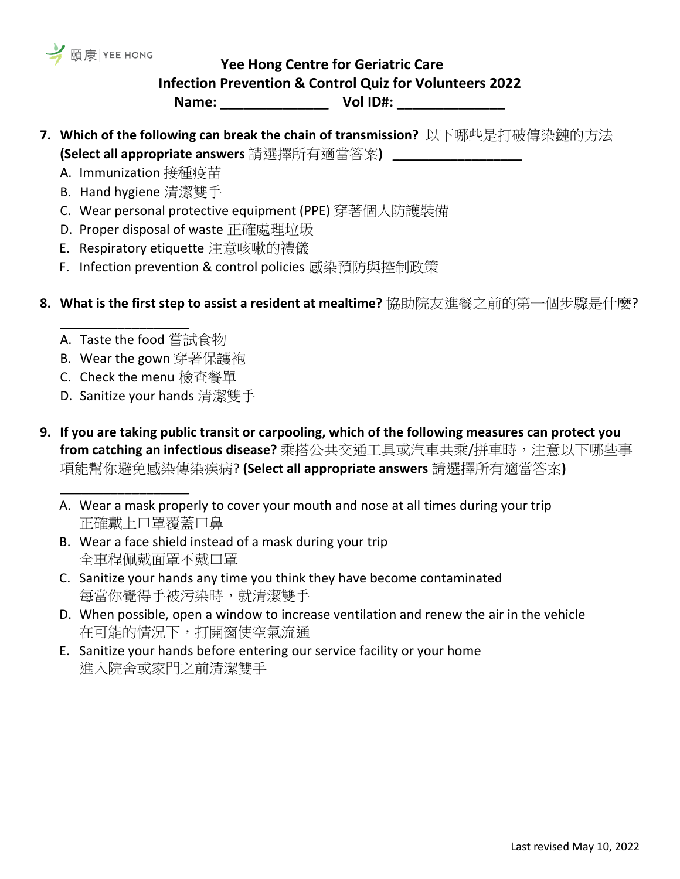**Yee Hong Centre for Geriatric Care**
**Infection Prevention & Control Quiz for Volunteers 2022**
**Name: ______________ Vol ID#: ______________**

7. **Which of the following can break the chain of transmission?** 以下哪些是打破傳染鏈的方法 **(Select all appropriate answers** 請選擇所有適當答案**)** _________________
   A. Immunization 接種疫苗
   B. Hand hygiene 清潔雙手
   C. Wear personal protective equipment (PPE) 穿著個人防護裝備
   D. Proper disposal of waste 正確處理垃圾
   E. Respiratory etiquette 注意咳嗽的禮儀
   F. Infection prevention & control policies 感染預防與控制政策

8. **What is the first step to assist a resident at mealtime?** 協助院友進餐之前的第一個步驟是什麼? _________________
   A. Taste the food 嘗試食物
   B. Wear the gown 穿著保護袍
   C. Check the menu 檢查餐單
   D. Sanitize your hands 清潔雙手

9. **If you are taking public transit or carpooling, which of the following measures can protect you from catching an infectious disease?** 乘搭公共交通工具或汽車共乘/拼車時，注意以下哪些事項能幫你避免感染傳染疾病? **(Select all appropriate answers** 請選擇所有適當答案**)** _________________
   A. Wear a mask properly to cover your mouth and nose at all times during your trip
      正確戴上口罩覆蓋口鼻
   B. Wear a face shield instead of a mask during your trip
      全車程佩戴面罩不戴口罩
   C. Sanitize your hands any time you think they have become contaminated
      每當你覺得手被污染時，就清潔雙手
   D. When possible, open a window to increase ventilation and renew the air in the vehicle
      在可能的情況下，打開窗使空氣流通
   E. Sanitize your hands before entering our service facility or your home
      進入院舍或家門之前清潔雙手

Last revised May 10, 2022